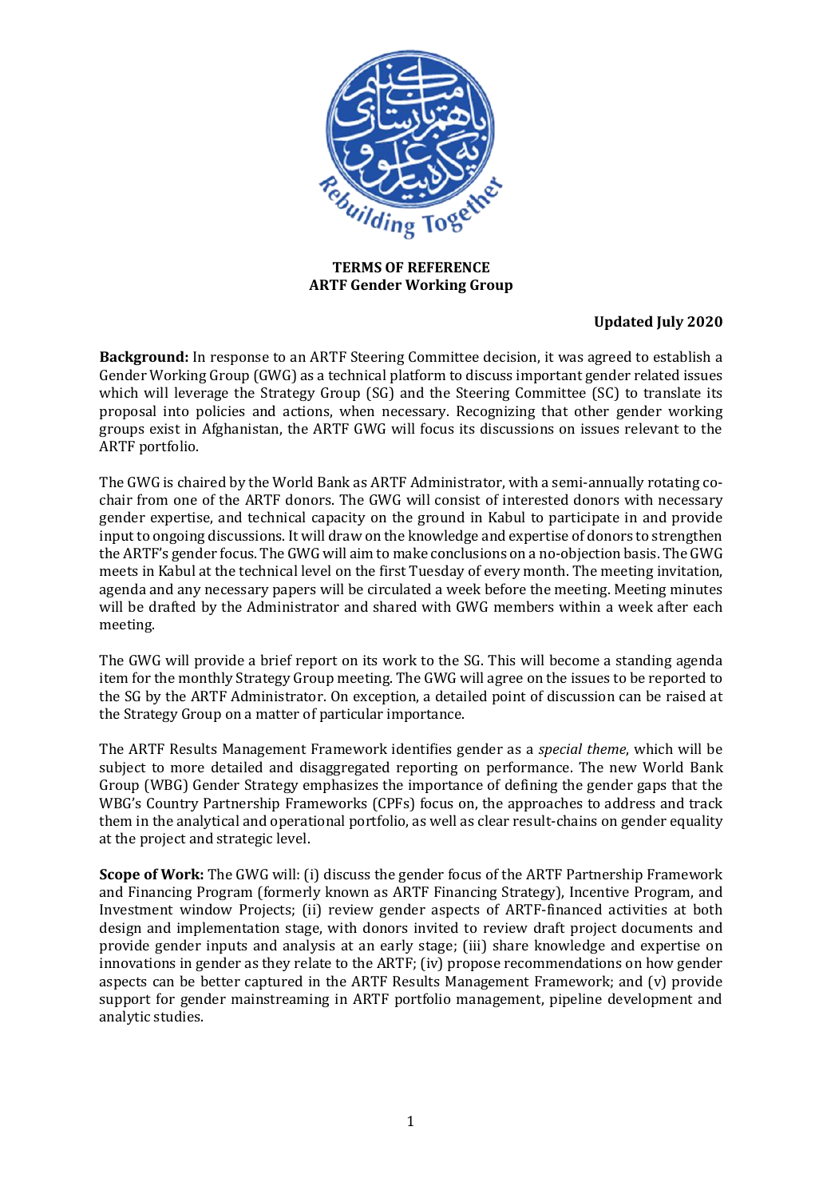**TERMS OF REFERENCE**
**ARTF Gender Working Group**

**Updated July 2020**

**Background:** In response to an ARTF Steering Committee decision, it was agreed to establish a Gender Working Group (GWG) as a technical platform to discuss important gender related issues which will leverage the Strategy Group (SG) and the Steering Committee (SC) to translate its proposal into policies and actions, when necessary. Recognizing that other gender working groups exist in Afghanistan, the ARTF GWG will focus its discussions on issues relevant to the ARTF portfolio.

The GWG is chaired by the World Bank as ARTF Administrator, with a semi-annually rotating co-chair from one of the ARTF donors. The GWG will consist of interested donors with necessary gender expertise, and technical capacity on the ground in Kabul to participate in and provide input to ongoing discussions. It will draw on the knowledge and expertise of donors to strengthen the ARTF's gender focus. The GWG will aim to make conclusions on a no-objection basis. The GWG meets in Kabul at the technical level on the first Tuesday of every month. The meeting invitation, agenda and any necessary papers will be circulated a week before the meeting. Meeting minutes will be drafted by the Administrator and shared with GWG members within a week after each meeting.

The GWG will provide a brief report on its work to the SG. This will become a standing agenda item for the monthly Strategy Group meeting. The GWG will agree on the issues to be reported to the SG by the ARTF Administrator. On exception, a detailed point of discussion can be raised at the Strategy Group on a matter of particular importance.

The ARTF Results Management Framework identifies gender as a *special theme*, which will be subject to more detailed and disaggregated reporting on performance. The new World Bank Group (WBG) Gender Strategy emphasizes the importance of defining the gender gaps that the WBG's Country Partnership Frameworks (CPFs) focus on, the approaches to address and track them in the analytical and operational portfolio, as well as clear result-chains on gender equality at the project and strategic level.

**Scope of Work:** The GWG will: (i) discuss the gender focus of the ARTF Partnership Framework and Financing Program (formerly known as ARTF Financing Strategy), Incentive Program, and Investment window Projects; (ii) review gender aspects of ARTF-financed activities at both design and implementation stage, with donors invited to review draft project documents and provide gender inputs and analysis at an early stage; (iii) share knowledge and expertise on innovations in gender as they relate to the ARTF; (iv) propose recommendations on how gender aspects can be better captured in the ARTF Results Management Framework; and (v) provide support for gender mainstreaming in ARTF portfolio management, pipeline development and analytic studies.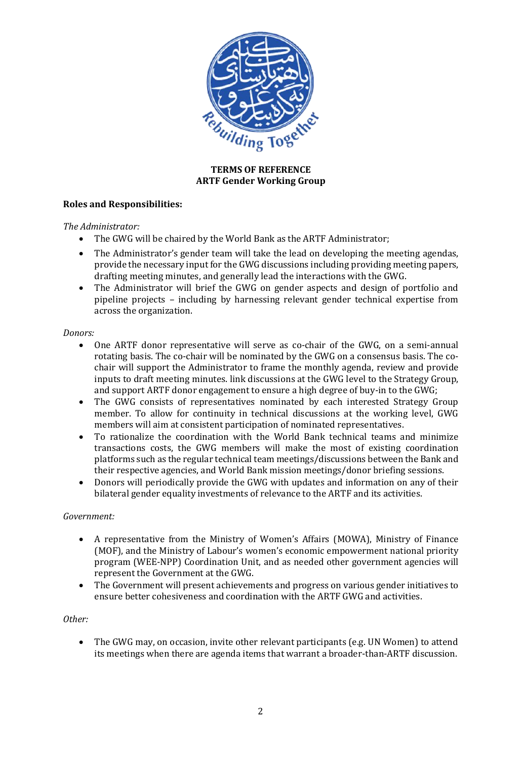**TERMS OF REFERENCE**
**ARTF Gender Working Group**

**Roles and Responsibilities:**

*The Administrator:*

- The GWG will be chaired by the World Bank as the ARTF Administrator;
- The Administrator's gender team will take the lead on developing the meeting agendas, provide the necessary input for the GWG discussions including providing meeting papers, drafting meeting minutes, and generally lead the interactions with the GWG.
- The Administrator will brief the GWG on gender aspects and design of portfolio and pipeline projects – including by harnessing relevant gender technical expertise from across the organization.

*Donors:*

- One ARTF donor representative will serve as co-chair of the GWG, on a semi-annual rotating basis. The co-chair will be nominated by the GWG on a consensus basis. The co-chair will support the Administrator to frame the monthly agenda, review and provide inputs to draft meeting minutes. link discussions at the GWG level to the Strategy Group, and support ARTF donor engagement to ensure a high degree of buy-in to the GWG;
- The GWG consists of representatives nominated by each interested Strategy Group member. To allow for continuity in technical discussions at the working level, GWG members will aim at consistent participation of nominated representatives.
- To rationalize the coordination with the World Bank technical teams and minimize transactions costs, the GWG members will make the most of existing coordination platforms such as the regular technical team meetings/discussions between the Bank and their respective agencies, and World Bank mission meetings/donor briefing sessions.
- Donors will periodically provide the GWG with updates and information on any of their bilateral gender equality investments of relevance to the ARTF and its activities.

*Government:*

- A representative from the Ministry of Women's Affairs (MOWA), Ministry of Finance (MOF), and the Ministry of Labour's women's economic empowerment national priority program (WEE-NPP) Coordination Unit, and as needed other government agencies will represent the Government at the GWG.
- The Government will present achievements and progress on various gender initiatives to ensure better cohesiveness and coordination with the ARTF GWG and activities.

*Other:*

- The GWG may, on occasion, invite other relevant participants (e.g. UN Women) to attend its meetings when there are agenda items that warrant a broader-than-ARTF discussion.